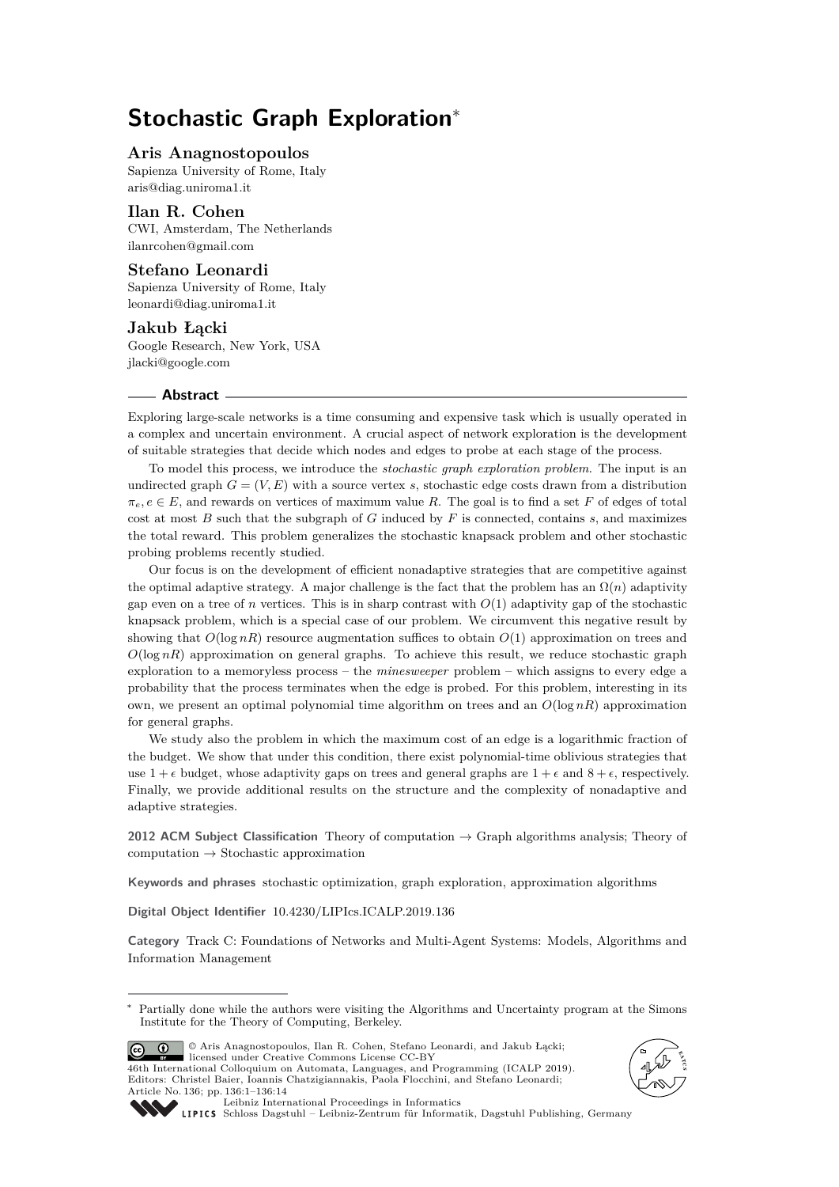# Stochastic Graph Exploration*

**Aris Anagnostopoulos**
Sapienza University of Rome, Italy
aris@diag.uniroma1.it

**Ilan R. Cohen**
CWI, Amsterdam, The Netherlands
ilanrcohen@gmail.com

**Stefano Leonardi**
Sapienza University of Rome, Italy
leonardi@diag.uniroma1.it

**Jakub Łącki**
Google Research, New York, USA
jlacki@google.com

## Abstract

Exploring large-scale networks is a time consuming and expensive task which is usually operated in a complex and uncertain environment. A crucial aspect of network exploration is the development of suitable strategies that decide which nodes and edges to probe at each stage of the process.

To model this process, we introduce the *stochastic graph exploration problem*. The input is an undirected graph $G = (V, E)$ with a source vertex $s$, stochastic edge costs drawn from a distribution $\pi_e, e \in E$, and rewards on vertices of maximum value $R$. The goal is to find a set $F$ of edges of total cost at most $B$ such that the subgraph of $G$ induced by $F$ is connected, contains $s$, and maximizes the total reward. This problem generalizes the stochastic knapsack problem and other stochastic probing problems recently studied.

Our focus is on the development of efficient nonadaptive strategies that are competitive against the optimal adaptive strategy. A major challenge is the fact that the problem has an $\Omega(n)$ adaptivity gap even on a tree of $n$ vertices. This is in sharp contrast with $O(1)$ adaptivity gap of the stochastic knapsack problem, which is a special case of our problem. We circumvent this negative result by showing that $O(\log nR)$ resource augmentation suffices to obtain $O(1)$ approximation on trees and $O(\log nR)$ approximation on general graphs. To achieve this result, we reduce stochastic graph exploration to a memoryless process – the *minesweeper* problem – which assigns to every edge a probability that the process terminates when the edge is probed. For this problem, interesting in its own, we present an optimal polynomial time algorithm on trees and an $O(\log nR)$ approximation for general graphs.

We study also the problem in which the maximum cost of an edge is a logarithmic fraction of the budget. We show that under this condition, there exist polynomial-time oblivious strategies that use $1 + \epsilon$ budget, whose adaptivity gaps on trees and general graphs are $1 + \epsilon$ and $8 + \epsilon$, respectively. Finally, we provide additional results on the structure and the complexity of nonadaptive and adaptive strategies.

**2012 ACM Subject Classification** Theory of computation → Graph algorithms analysis; Theory of computation → Stochastic approximation

**Keywords and phrases** stochastic optimization, graph exploration, approximation algorithms

**Digital Object Identifier** 10.4230/LIPIcs.ICALP.2019.136

**Category** Track C: Foundations of Networks and Multi-Agent Systems: Models, Algorithms and Information Management

---

* Partially done while the authors were visiting the Algorithms and Uncertainty program at the Simons Institute for the Theory of Computing, Berkeley.

© Aris Anagnostopoulos, Ilan R. Cohen, Stefano Leonardi, and Jakub Łącki; licensed under Creative Commons License CC-BY
46th International Colloquium on Automata, Languages, and Programming (ICALP 2019).
Editors: Christel Baier, Ioannis Chatzigiannakis, Paola Flocchini, and Stefano Leonardi;
Article No. 136; pp. 136:1–136:14
Leibniz International Proceedings in Informatics
Schloss Dagstuhl – Leibniz-Zentrum für Informatik, Dagstuhl Publishing, Germany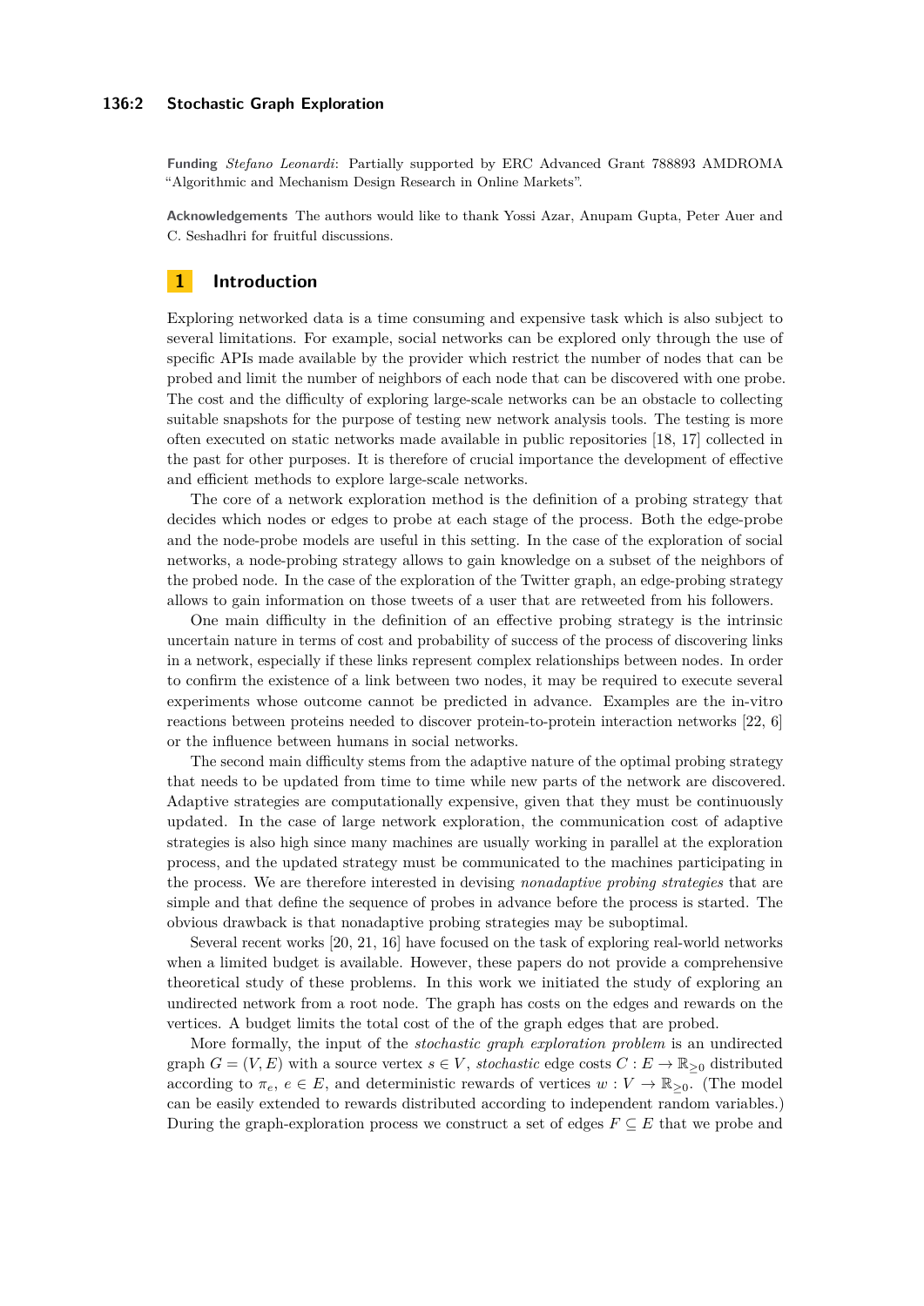**Funding** *Stefano Leonardi*: Partially supported by ERC Advanced Grant 788893 AMDROMA "Algorithmic and Mechanism Design Research in Online Markets".

**Acknowledgements** The authors would like to thank Yossi Azar, Anupam Gupta, Peter Auer and C. Seshadhri for fruitful discussions.

## 1 Introduction

Exploring networked data is a time consuming and expensive task which is also subject to several limitations. For example, social networks can be explored only through the use of specific APIs made available by the provider which restrict the number of nodes that can be probed and limit the number of neighbors of each node that can be discovered with one probe. The cost and the difficulty of exploring large-scale networks can be an obstacle to collecting suitable snapshots for the purpose of testing new network analysis tools. The testing is more often executed on static networks made available in public repositories [18, 17] collected in the past for other purposes. It is therefore of crucial importance the development of effective and efficient methods to explore large-scale networks.

The core of a network exploration method is the definition of a probing strategy that decides which nodes or edges to probe at each stage of the process. Both the edge-probe and the node-probe models are useful in this setting. In the case of the exploration of social networks, a node-probing strategy allows to gain knowledge on a subset of the neighbors of the probed node. In the case of the exploration of the Twitter graph, an edge-probing strategy allows to gain information on those tweets of a user that are retweeted from his followers.

One main difficulty in the definition of an effective probing strategy is the intrinsic uncertain nature in terms of cost and probability of success of the process of discovering links in a network, especially if these links represent complex relationships between nodes. In order to confirm the existence of a link between two nodes, it may be required to execute several experiments whose outcome cannot be predicted in advance. Examples are the in-vitro reactions between proteins needed to discover protein-to-protein interaction networks [22, 6] or the influence between humans in social networks.

The second main difficulty stems from the adaptive nature of the optimal probing strategy that needs to be updated from time to time while new parts of the network are discovered. Adaptive strategies are computationally expensive, given that they must be continuously updated. In the case of large network exploration, the communication cost of adaptive strategies is also high since many machines are usually working in parallel at the exploration process, and the updated strategy must be communicated to the machines participating in the process. We are therefore interested in devising *nonadaptive probing strategies* that are simple and that define the sequence of probes in advance before the process is started. The obvious drawback is that nonadaptive probing strategies may be suboptimal.

Several recent works [20, 21, 16] have focused on the task of exploring real-world networks when a limited budget is available. However, these papers do not provide a comprehensive theoretical study of these problems. In this work we initiated the study of exploring an undirected network from a root node. The graph has costs on the edges and rewards on the vertices. A budget limits the total cost of the of the graph edges that are probed.

More formally, the input of the *stochastic graph exploration problem* is an undirected graph $G = (V, E)$ with a source vertex $s \in V$, *stochastic* edge costs $C : E \to \mathbb{R}_{\geq 0}$ distributed according to $\pi_e$, $e \in E$, and deterministic rewards of vertices $w : V \to \mathbb{R}_{\geq 0}$. (The model can be easily extended to rewards distributed according to independent random variables.) During the graph-exploration process we construct a set of edges $F \subseteq E$ that we probe and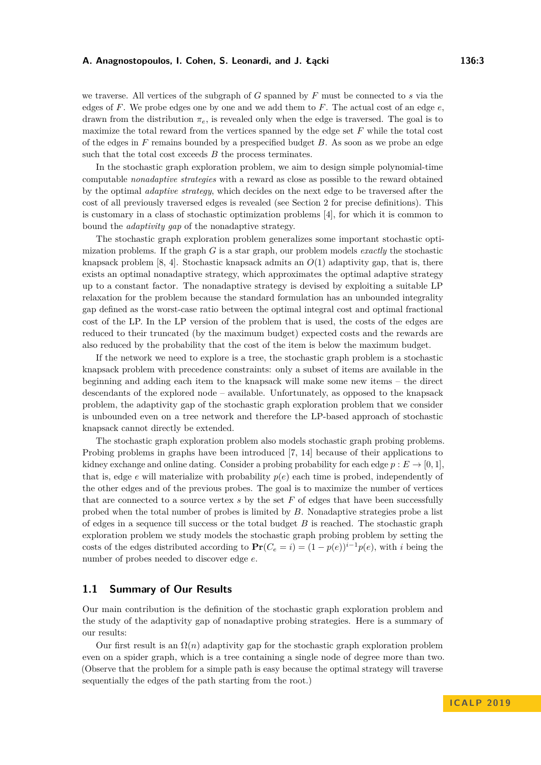we traverse. All vertices of the subgraph of $G$ spanned by $F$ must be connected to $s$ via the edges of $F$. We probe edges one by one and we add them to $F$. The actual cost of an edge $e$, drawn from the distribution $\pi_e$, is revealed only when the edge is traversed. The goal is to maximize the total reward from the vertices spanned by the edge set $F$ while the total cost of the edges in $F$ remains bounded by a prespecified budget $B$. As soon as we probe an edge such that the total cost exceeds $B$ the process terminates.

In the stochastic graph exploration problem, we aim to design simple polynomial-time computable *nonadaptive strategies* with a reward as close as possible to the reward obtained by the optimal *adaptive strategy*, which decides on the next edge to be traversed after the cost of all previously traversed edges is revealed (see Section 2 for precise definitions). This is customary in a class of stochastic optimization problems [4], for which it is common to bound the *adaptivity gap* of the nonadaptive strategy.

The stochastic graph exploration problem generalizes some important stochastic optimization problems. If the graph $G$ is a star graph, our problem models *exactly* the stochastic knapsack problem [8, 4]. Stochastic knapsack admits an $O(1)$ adaptivity gap, that is, there exists an optimal nonadaptive strategy, which approximates the optimal adaptive strategy up to a constant factor. The nonadaptive strategy is devised by exploiting a suitable LP relaxation for the problem because the standard formulation has an unbounded integrality gap defined as the worst-case ratio between the optimal integral cost and optimal fractional cost of the LP. In the LP version of the problem that is used, the costs of the edges are reduced to their truncated (by the maximum budget) expected costs and the rewards are also reduced by the probability that the cost of the item is below the maximum budget.

If the network we need to explore is a tree, the stochastic graph problem is a stochastic knapsack problem with precedence constraints: only a subset of items are available in the beginning and adding each item to the knapsack will make some new items – the direct descendants of the explored node – available. Unfortunately, as opposed to the knapsack problem, the adaptivity gap of the stochastic graph exploration problem that we consider is unbounded even on a tree network and therefore the LP-based approach of stochastic knapsack cannot directly be extended.

The stochastic graph exploration problem also models stochastic graph probing problems. Probing problems in graphs have been introduced [7, 14] because of their applications to kidney exchange and online dating. Consider a probing probability for each edge $p : E \to [0, 1]$, that is, edge $e$ will materialize with probability $p(e)$ each time is probed, independently of the other edges and of the previous probes. The goal is to maximize the number of vertices that are connected to a source vertex $s$ by the set $F$ of edges that have been successfully probed when the total number of probes is limited by $B$. Nonadaptive strategies probe a list of edges in a sequence till success or the total budget $B$ is reached. The stochastic graph exploration problem we study models the stochastic graph probing problem by setting the costs of the edges distributed according to $\mathbf{Pr}(C_e = i) = (1 - p(e))^{i-1}p(e)$, with $i$ being the number of probes needed to discover edge $e$.

## 1.1 Summary of Our Results

Our main contribution is the definition of the stochastic graph exploration problem and the study of the adaptivity gap of nonadaptive probing strategies. Here is a summary of our results:

Our first result is an $\Omega(n)$ adaptivity gap for the stochastic graph exploration problem even on a spider graph, which is a tree containing a single node of degree more than two. (Observe that the problem for a simple path is easy because the optimal strategy will traverse sequentially the edges of the path starting from the root.)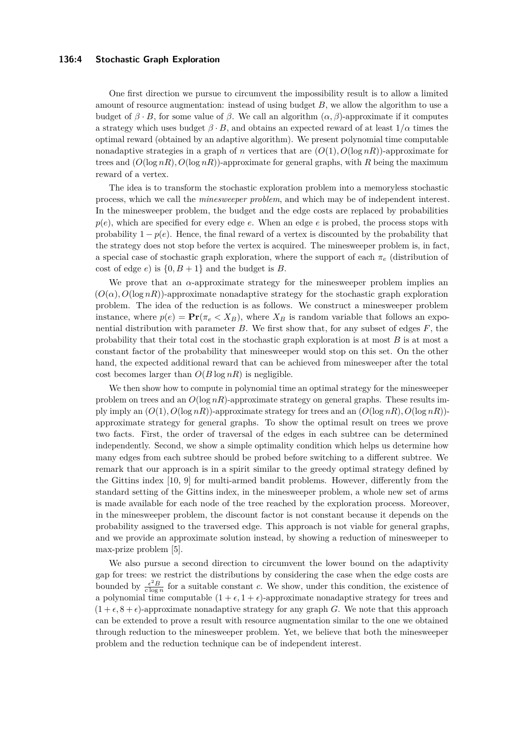One first direction we pursue to circumvent the impossibility result is to allow a limited amount of resource augmentation: instead of using budget $B$, we allow the algorithm to use a budget of $\beta \cdot B$, for some value of $\beta$. We call an algorithm $(\alpha, \beta)$-approximate if it computes a strategy which uses budget $\beta \cdot B$, and obtains an expected reward of at least $1/\alpha$ times the optimal reward (obtained by an adaptive algorithm). We present polynomial time computable nonadaptive strategies in a graph of $n$ vertices that are $(O(1), O(\log nR))$-approximate for trees and $(O(\log nR), O(\log nR))$-approximate for general graphs, with $R$ being the maximum reward of a vertex.

The idea is to transform the stochastic exploration problem into a memoryless stochastic process, which we call the *minesweeper problem*, and which may be of independent interest. In the minesweeper problem, the budget and the edge costs are replaced by probabilities $p(e)$, which are specified for every edge $e$. When an edge $e$ is probed, the process stops with probability $1 - p(e)$. Hence, the final reward of a vertex is discounted by the probability that the strategy does not stop before the vertex is acquired. The minesweeper problem is, in fact, a special case of stochastic graph exploration, where the support of each $\pi_e$ (distribution of cost of edge $e$) is $\{0, B + 1\}$ and the budget is $B$.

We prove that an $\alpha$-approximate strategy for the minesweeper problem implies an $(O(\alpha), O(\log nR))$-approximate nonadaptive strategy for the stochastic graph exploration problem. The idea of the reduction is as follows. We construct a minesweeper problem instance, where $p(e) = \mathbf{Pr}(\pi_e < X_B)$, where $X_B$ is random variable that follows an exponential distribution with parameter $B$. We first show that, for any subset of edges $F$, the probability that their total cost in the stochastic graph exploration is at most $B$ is at most a constant factor of the probability that minesweeper would stop on this set. On the other hand, the expected additional reward that can be achieved from minesweeper after the total cost becomes larger than $O(B \log nR)$ is negligible.

We then show how to compute in polynomial time an optimal strategy for the minesweeper problem on trees and an $O(\log nR)$-approximate strategy on general graphs. These results imply imply an $(O(1), O(\log nR))$-approximate strategy for trees and an $(O(\log nR), O(\log nR))$-approximate strategy for general graphs. To show the optimal result on trees we prove two facts. First, the order of traversal of the edges in each subtree can be determined independently. Second, we show a simple optimality condition which helps us determine how many edges from each subtree should be probed before switching to a different subtree. We remark that our approach is in a spirit similar to the greedy optimal strategy defined by the Gittins index [10, 9] for multi-armed bandit problems. However, differently from the standard setting of the Gittins index, in the minesweeper problem, a whole new set of arms is made available for each node of the tree reached by the exploration process. Moreover, in the minesweeper problem, the discount factor is not constant because it depends on the probability assigned to the traversed edge. This approach is not viable for general graphs, and we provide an approximate solution instead, by showing a reduction of minesweeper to max-prize problem [5].

We also pursue a second direction to circumvent the lower bound on the adaptivity gap for trees: we restrict the distributions by considering the case when the edge costs are bounded by $\frac{\epsilon^2 B}{c \log n}$ for a suitable constant $c$. We show, under this condition, the existence of a polynomial time computable $(1 + \epsilon, 1 + \epsilon)$-approximate nonadaptive strategy for trees and $(1 + \epsilon, 8 + \epsilon)$-approximate nonadaptive strategy for any graph $G$. We note that this approach can be extended to prove a result with resource augmentation similar to the one we obtained through reduction to the minesweeper problem. Yet, we believe that both the minesweeper problem and the reduction technique can be of independent interest.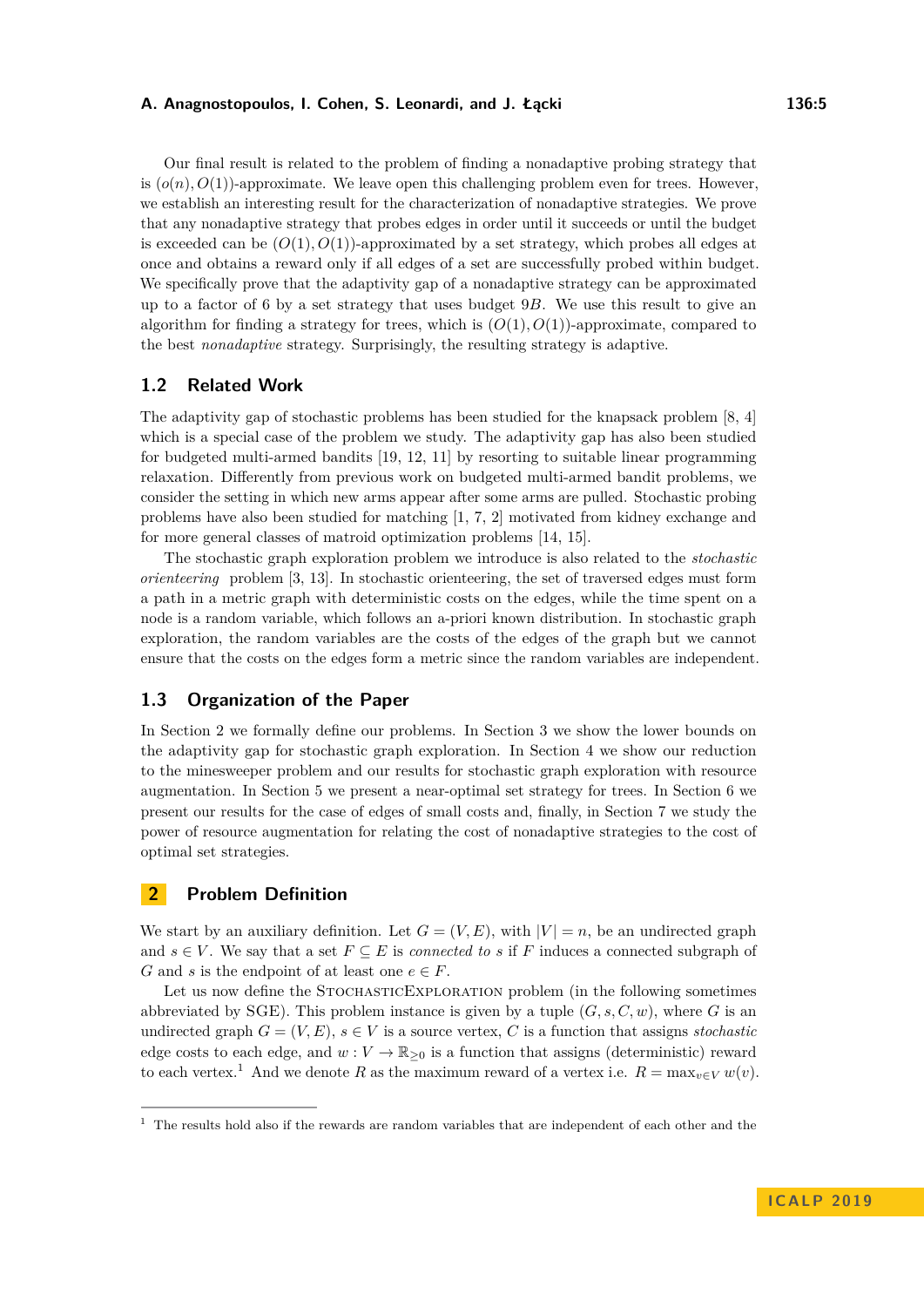Our final result is related to the problem of finding a nonadaptive probing strategy that is $(o(n), O(1))$-approximate. We leave open this challenging problem even for trees. However, we establish an interesting result for the characterization of nonadaptive strategies. We prove that any nonadaptive strategy that probes edges in order until it succeeds or until the budget is exceeded can be $(O(1), O(1))$-approximated by a set strategy, which probes all edges at once and obtains a reward only if all edges of a set are successfully probed within budget. We specifically prove that the adaptivity gap of a nonadaptive strategy can be approximated up to a factor of 6 by a set strategy that uses budget $9B$. We use this result to give an algorithm for finding a strategy for trees, which is $(O(1), O(1))$-approximate, compared to the best *nonadaptive* strategy. Surprisingly, the resulting strategy is adaptive.

## 1.2 Related Work

The adaptivity gap of stochastic problems has been studied for the knapsack problem [8, 4] which is a special case of the problem we study. The adaptivity gap has also been studied for budgeted multi-armed bandits [19, 12, 11] by resorting to suitable linear programming relaxation. Differently from previous work on budgeted multi-armed bandit problems, we consider the setting in which new arms appear after some arms are pulled. Stochastic probing problems have also been studied for matching [1, 7, 2] motivated from kidney exchange and for more general classes of matroid optimization problems [14, 15].

The stochastic graph exploration problem we introduce is also related to the *stochastic orienteering* problem [3, 13]. In stochastic orienteering, the set of traversed edges must form a path in a metric graph with deterministic costs on the edges, while the time spent on a node is a random variable, which follows an a-priori known distribution. In stochastic graph exploration, the random variables are the costs of the edges of the graph but we cannot ensure that the costs on the edges form a metric since the random variables are independent.

## 1.3 Organization of the Paper

In Section 2 we formally define our problems. In Section 3 we show the lower bounds on the adaptivity gap for stochastic graph exploration. In Section 4 we show our reduction to the minesweeper problem and our results for stochastic graph exploration with resource augmentation. In Section 5 we present a near-optimal set strategy for trees. In Section 6 we present our results for the case of edges of small costs and, finally, in Section 7 we study the power of resource augmentation for relating the cost of nonadaptive strategies to the cost of optimal set strategies.

# 2 Problem Definition

We start by an auxiliary definition. Let $G = (V, E)$, with $|V| = n$, be an undirected graph and $s \in V$. We say that a set $F \subseteq E$ is *connected to* $s$ if $F$ induces a connected subgraph of $G$ and $s$ is the endpoint of at least one $e \in F$.

Let us now define the StochasticExploration problem (in the following sometimes abbreviated by SGE). This problem instance is given by a tuple $(G, s, C, w)$, where $G$ is an undirected graph $G = (V, E)$, $s \in V$ is a source vertex, $C$ is a function that assigns *stochastic* edge costs to each edge, and $w : V \to \mathbb{R}_{\geq 0}$ is a function that assigns (deterministic) reward to each vertex.[1] And we denote $R$ as the maximum reward of a vertex i.e. $R = \max_{v \in V} w(v)$.

[1] The results hold also if the rewards are random variables that are independent of each other and the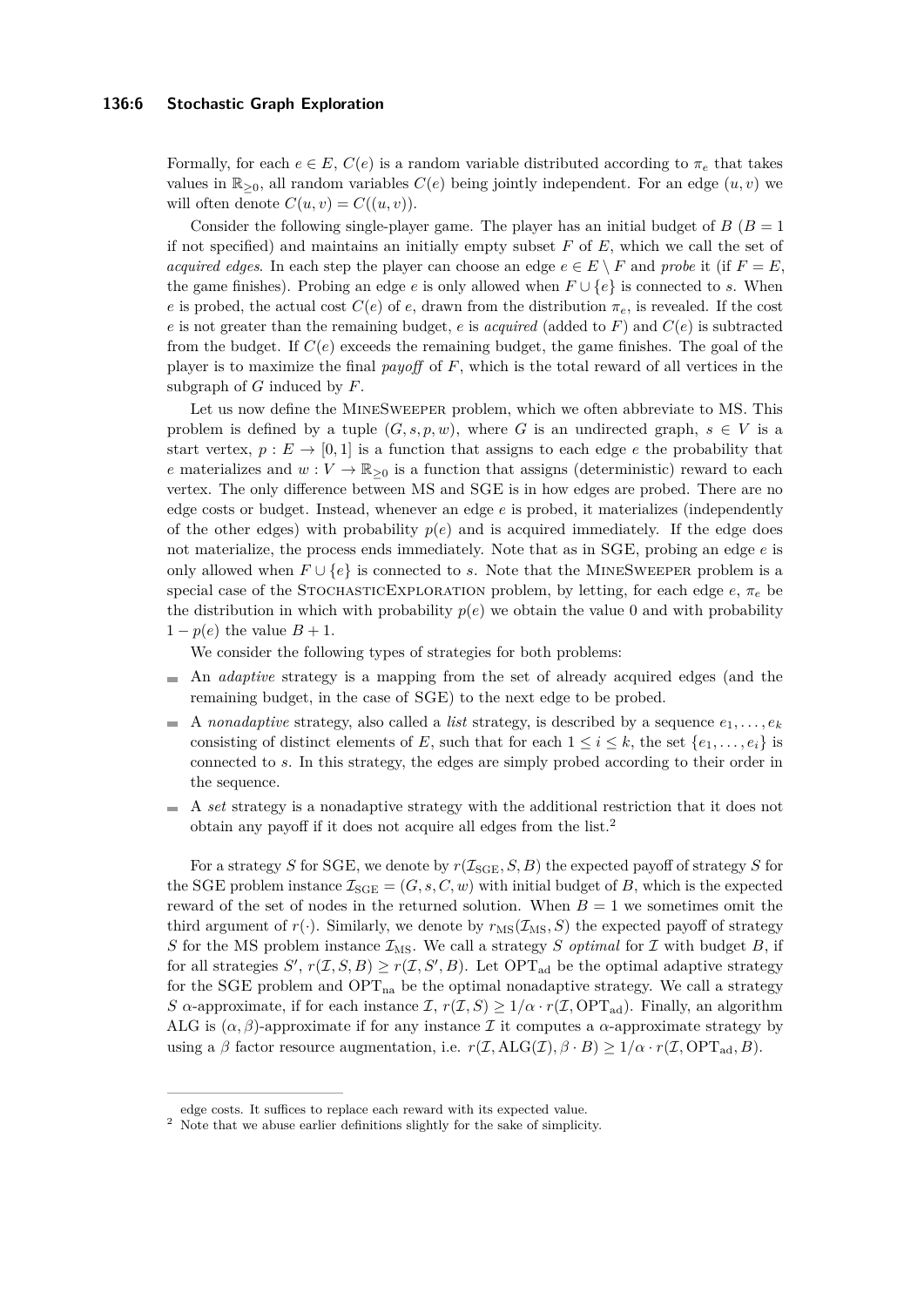Formally, for each $e \in E$, $C(e)$ is a random variable distributed according to $\pi_e$ that takes values in $\mathbb{R}_{\geq 0}$, all random variables $C(e)$ being jointly independent. For an edge $(u,v)$ we will often denote $C(u,v) = C((u,v))$.

Consider the following single-player game. The player has an initial budget of $B$ ($B = 1$ if not specified) and maintains an initially empty subset $F$ of $E$, which we call the set of *acquired edges*. In each step the player can choose an edge $e \in E \setminus F$ and *probe* it (if $F = E$, the game finishes). Probing an edge $e$ is only allowed when $F \cup \{e\}$ is connected to $s$. When $e$ is probed, the actual cost $C(e)$ of $e$, drawn from the distribution $\pi_e$, is revealed. If the cost $e$ is not greater than the remaining budget, $e$ is *acquired* (added to $F$) and $C(e)$ is subtracted from the budget. If $C(e)$ exceeds the remaining budget, the game finishes. The goal of the player is to maximize the final *payoff* of $F$, which is the total reward of all vertices in the subgraph of $G$ induced by $F$.

Let us now define the MineSweeper problem, which we often abbreviate to MS. This problem is defined by a tuple $(G, s, p, w)$, where $G$ is an undirected graph, $s \in V$ is a start vertex, $p : E \to [0,1]$ is a function that assigns to each edge $e$ the probability that $e$ materializes and $w : V \to \mathbb{R}_{\geq 0}$ is a function that assigns (deterministic) reward to each vertex. The only difference between MS and SGE is in how edges are probed. There are no edge costs or budget. Instead, whenever an edge $e$ is probed, it materializes (independently of the other edges) with probability $p(e)$ and is acquired immediately. If the edge does not materialize, the process ends immediately. Note that as in SGE, probing an edge $e$ is only allowed when $F \cup \{e\}$ is connected to $s$. Note that the MineSweeper problem is a special case of the StochasticExploration problem, by letting, for each edge $e$, $\pi_e$ be the distribution in which with probability $p(e)$ we obtain the value 0 and with probability $1 - p(e)$ the value $B + 1$.

We consider the following types of strategies for both problems:

- An *adaptive* strategy is a mapping from the set of already acquired edges (and the remaining budget, in the case of SGE) to the next edge to be probed.
- A *nonadaptive* strategy, also called a *list* strategy, is described by a sequence $e_1, \ldots, e_k$ consisting of distinct elements of $E$, such that for each $1 \leq i \leq k$, the set $\{e_1, \ldots, e_i\}$ is connected to $s$. In this strategy, the edges are simply probed according to their order in the sequence.
- A *set* strategy is a nonadaptive strategy with the additional restriction that it does not obtain any payoff if it does not acquire all edges from the list.[2]

For a strategy $S$ for SGE, we denote by $r(\mathcal{I}_{\text{SGE}}, S, B)$ the expected payoff of strategy $S$ for the SGE problem instance $\mathcal{I}_{\text{SGE}} = (G, s, C, w)$ with initial budget of $B$, which is the expected reward of the set of nodes in the returned solution. When $B = 1$ we sometimes omit the third argument of $r(\cdot)$. Similarly, we denote by $r_{\text{MS}}(\mathcal{I}_{\text{MS}}, S)$ the expected payoff of strategy $S$ for the MS problem instance $\mathcal{I}_{\text{MS}}$. We call a strategy $S$ *optimal* for $\mathcal{I}$ with budget $B$, if for all strategies $S'$, $r(\mathcal{I}, S, B) \geq r(\mathcal{I}, S', B)$. Let $\text{OPT}_{\text{ad}}$ be the optimal adaptive strategy for the SGE problem and $\text{OPT}_{\text{na}}$ be the optimal nonadaptive strategy. We call a strategy $S$ $\alpha$-approximate, if for each instance $\mathcal{I}$, $r(\mathcal{I}, S) \geq 1/\alpha \cdot r(\mathcal{I}, \text{OPT}_{\text{ad}})$. Finally, an algorithm ALG is $(\alpha, \beta)$-approximate if for any instance $\mathcal{I}$ it computes a $\alpha$-approximate strategy by using a $\beta$ factor resource augmentation, i.e. $r(\mathcal{I}, \text{ALG}(\mathcal{I}), \beta \cdot B) \geq 1/\alpha \cdot r(\mathcal{I}, \text{OPT}_{\text{ad}}, B)$.

---

edge costs. It suffices to replace each reward with its expected value.

[2] Note that we abuse earlier definitions slightly for the sake of simplicity.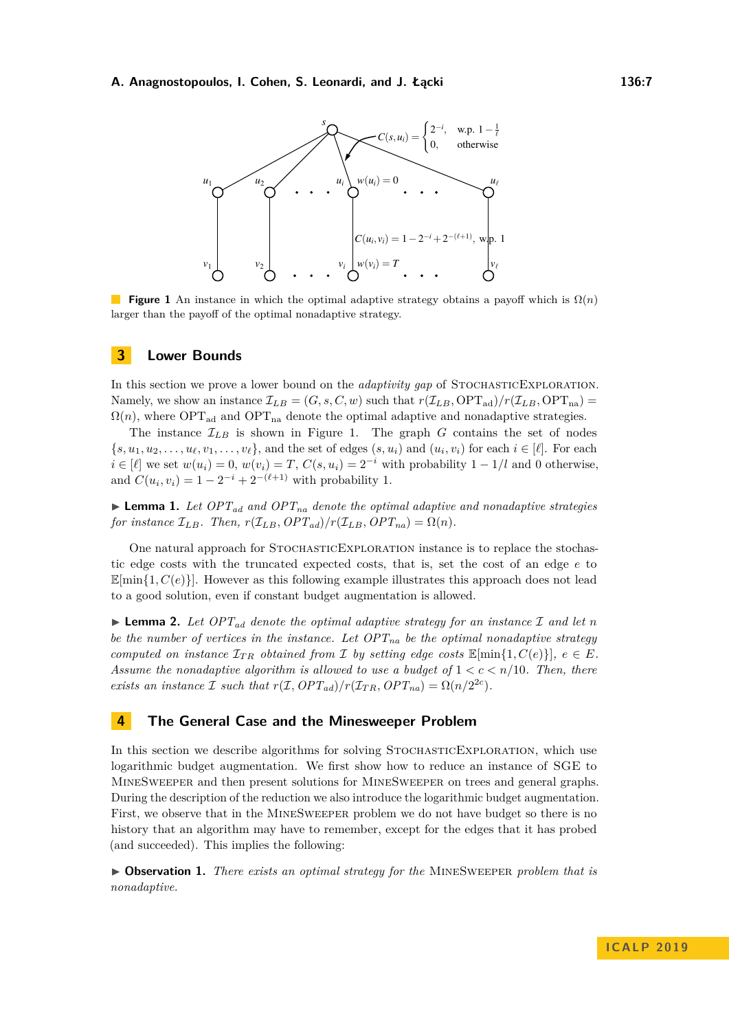**Figure 1** An instance in which the optimal adaptive strategy obtains a payoff which is $\Omega(n)$ larger than the payoff of the optimal nonadaptive strategy.

## 3 Lower Bounds

In this section we prove a lower bound on the *adaptivity gap* of StochasticExploration. Namely, we show an instance $\mathcal{I}_{LB} = (G, s, C, w)$ such that $r(\mathcal{I}_{LB}, \mathrm{OPT}_{\mathrm{ad}})/r(\mathcal{I}_{LB}, \mathrm{OPT}_{\mathrm{na}}) = \Omega(n)$, where $\mathrm{OPT}_{\mathrm{ad}}$ and $\mathrm{OPT}_{\mathrm{na}}$ denote the optimal adaptive and nonadaptive strategies.

The instance $\mathcal{I}_{LB}$ is shown in Figure 1. The graph $G$ contains the set of nodes $\{s, u_1, u_2, \ldots, u_\ell, v_1, \ldots, v_\ell\}$, and the set of edges $(s, u_i)$ and $(u_i, v_i)$ for each $i \in [\ell]$. For each $i \in [\ell]$ we set $w(u_i) = 0$, $w(v_i) = T$, $C(s, u_i) = 2^{-i}$ with probability $1 - 1/l$ and 0 otherwise, and $C(u_i, v_i) = 1 - 2^{-i} + 2^{-(\ell+1)}$ with probability 1.

▶ **Lemma 1.** *Let $OPT_{ad}$ and $OPT_{na}$ denote the optimal adaptive and nonadaptive strategies for instance $\mathcal{I}_{LB}$. Then, $r(\mathcal{I}_{LB}, OPT_{ad})/r(\mathcal{I}_{LB}, OPT_{na}) = \Omega(n)$.*

One natural approach for StochasticExploration instance is to replace the stochastic edge costs with the truncated expected costs, that is, set the cost of an edge $e$ to $\mathbb{E}[\min\{1, C(e)\}]$. However as this following example illustrates this approach does not lead to a good solution, even if constant budget augmentation is allowed.

▶ **Lemma 2.** *Let $OPT_{ad}$ denote the optimal adaptive strategy for an instance $\mathcal{I}$ and let $n$ be the number of vertices in the instance. Let $OPT_{na}$ be the optimal nonadaptive strategy computed on instance $\mathcal{I}_{TR}$ obtained from $\mathcal{I}$ by setting edge costs $\mathbb{E}[\min\{1, C(e)\}]$, $e \in E$. Assume the nonadaptive algorithm is allowed to use a budget of $1 < c < n/10$. Then, there exists an instance $\mathcal{I}$ such that $r(\mathcal{I}, OPT_{ad})/r(\mathcal{I}_{TR}, OPT_{na}) = \Omega(n/2^{2c})$.*

## 4 The General Case and the Minesweeper Problem

In this section we describe algorithms for solving StochasticExploration, which use logarithmic budget augmentation. We first show how to reduce an instance of SGE to MineSweeper and then present solutions for MineSweeper on trees and general graphs. During the description of the reduction we also introduce the logarithmic budget augmentation. First, we observe that in the MineSweeper problem we do not have budget so there is no history that an algorithm may have to remember, except for the edges that it has probed (and succeeded). This implies the following:

▶ **Observation 1.** *There exists an optimal strategy for the* MineSweeper *problem that is nonadaptive.*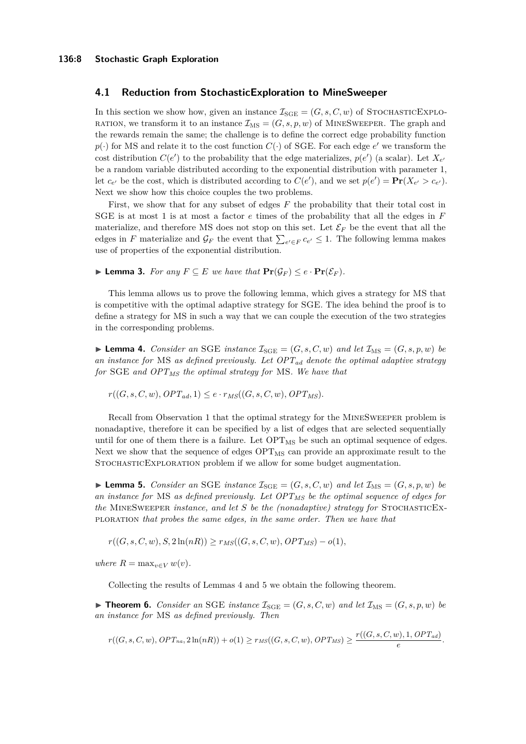## 4.1 Reduction from StochasticExploration to MineSweeper

In this section we show how, given an instance $\mathcal{I}_{\text{SGE}} = (G, s, C, w)$ of StochasticExploration, we transform it to an instance $\mathcal{I}_{\text{MS}} = (G, s, p, w)$ of MineSweeper. The graph and the rewards remain the same; the challenge is to define the correct edge probability function $p(\cdot)$ for MS and relate it to the cost function $C(\cdot)$ of SGE. For each edge $e'$ we transform the cost distribution $C(e')$ to the probability that the edge materializes, $p(e')$ (a scalar). Let $X_{e'}$ be a random variable distributed according to the exponential distribution with parameter 1, let $c_{e'}$ be the cost, which is distributed according to $C(e')$, and we set $p(e') = \mathbf{Pr}(X_{e'} > c_{e'})$. Next we show how this choice couples the two problems.

First, we show that for any subset of edges $F$ the probability that their total cost in SGE is at most 1 is at most a factor $e$ times of the probability that all the edges in $F$ materialize, and therefore MS does not stop on this set. Let $\mathcal{E}_F$ be the event that all the edges in $F$ materialize and $\mathcal{G}_F$ the event that $\sum_{e' \in F} c_{e'} \leq 1$. The following lemma makes use of properties of the exponential distribution.

▶ **Lemma 3.** *For any $F \subseteq E$ we have that $\mathbf{Pr}(\mathcal{G}_F) \leq e \cdot \mathbf{Pr}(\mathcal{E}_F)$.*

This lemma allows us to prove the following lemma, which gives a strategy for MS that is competitive with the optimal adaptive strategy for SGE. The idea behind the proof is to define a strategy for MS in such a way that we can couple the execution of the two strategies in the corresponding problems.

▶ **Lemma 4.** *Consider an SGE instance $\mathcal{I}_{\text{SGE}} = (G, s, C, w)$ and let $\mathcal{I}_{\text{MS}} = (G, s, p, w)$ be an instance for MS as defined previously. Let $OPT_{ad}$ denote the optimal adaptive strategy for SGE and $OPT_{MS}$ the optimal strategy for MS. We have that*

$$r((G, s, C, w), OPT_{ad}, 1) \leq e \cdot r_{MS}((G, s, C, w), OPT_{MS}).$$

Recall from Observation 1 that the optimal strategy for the MineSweeper problem is nonadaptive, therefore it can be specified by a list of edges that are selected sequentially until for one of them there is a failure. Let $\text{OPT}_{\text{MS}}$ be such an optimal sequence of edges. Next we show that the sequence of edges $\text{OPT}_{\text{MS}}$ can provide an approximate result to the StochasticExploration problem if we allow for some budget augmentation.

▶ **Lemma 5.** *Consider an SGE instance $\mathcal{I}_{\text{SGE}} = (G, s, C, w)$ and let $\mathcal{I}_{\text{MS}} = (G, s, p, w)$ be an instance for MS as defined previously. Let $OPT_{MS}$ be the optimal sequence of edges for the MineSweeper instance, and let $S$ be the (nonadaptive) strategy for StochasticExploration that probes the same edges, in the same order. Then we have that*

$$r((G, s, C, w), S, 2\ln(nR)) \geq r_{MS}((G, s, C, w), OPT_{MS}) - o(1),$$

*where $R = \max_{v \in V} w(v)$.*

Collecting the results of Lemmas 4 and 5 we obtain the following theorem.

▶ **Theorem 6.** *Consider an SGE instance $\mathcal{I}_{\text{SGE}} = (G, s, C, w)$ and let $\mathcal{I}_{\text{MS}} = (G, s, p, w)$ be an instance for MS as defined previously. Then*

$$r((G, s, C, w), OPT_{na}, 2\ln(nR)) + o(1) \geq r_{MS}((G, s, C, w), OPT_{MS}) \geq \frac{r((G, s, C, w), 1, OPT_{ad})}{e}.$$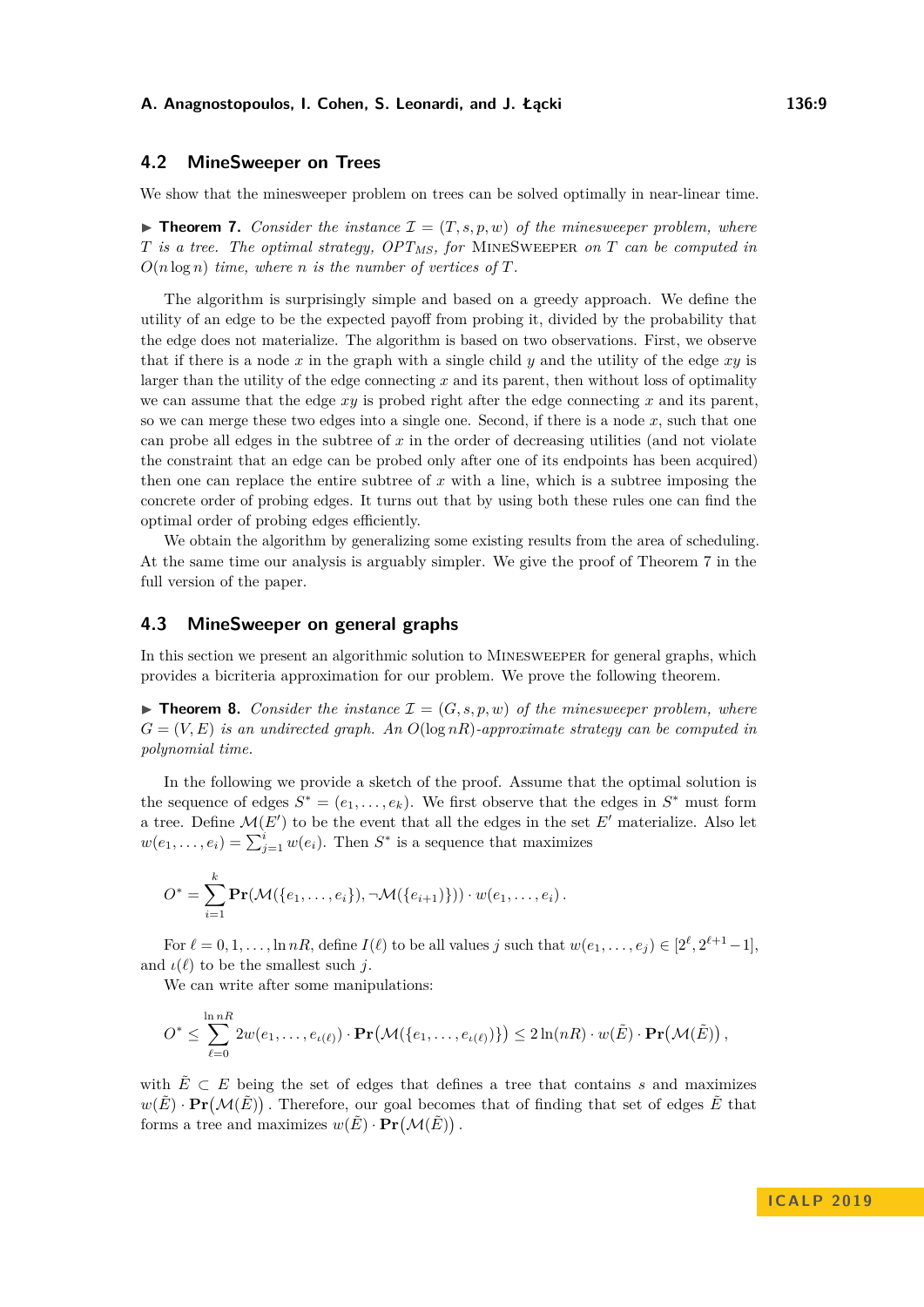## 4.2 MineSweeper on Trees

We show that the minesweeper problem on trees can be solved optimally in near-linear time.

▶ **Theorem 7.** *Consider the instance $\mathcal{I} = (T, s, p, w)$ of the minesweeper problem, where $T$ is a tree. The optimal strategy, $OPT_{MS}$, for* MineSweeper *on $T$ can be computed in $O(n \log n)$ time, where $n$ is the number of vertices of $T$.*

The algorithm is surprisingly simple and based on a greedy approach. We define the utility of an edge to be the expected payoff from probing it, divided by the probability that the edge does not materialize. The algorithm is based on two observations. First, we observe that if there is a node $x$ in the graph with a single child $y$ and the utility of the edge $xy$ is larger than the utility of the edge connecting $x$ and its parent, then without loss of optimality we can assume that the edge $xy$ is probed right after the edge connecting $x$ and its parent, so we can merge these two edges into a single one. Second, if there is a node $x$, such that one can probe all edges in the subtree of $x$ in the order of decreasing utilities (and not violate the constraint that an edge can be probed only after one of its endpoints has been acquired) then one can replace the entire subtree of $x$ with a line, which is a subtree imposing the concrete order of probing edges. It turns out that by using both these rules one can find the optimal order of probing edges efficiently.

We obtain the algorithm by generalizing some existing results from the area of scheduling. At the same time our analysis is arguably simpler. We give the proof of Theorem 7 in the full version of the paper.

## 4.3 MineSweeper on general graphs

In this section we present an algorithmic solution to Minesweeper for general graphs, which provides a bicriteria approximation for our problem. We prove the following theorem.

▶ **Theorem 8.** *Consider the instance $\mathcal{I} = (G, s, p, w)$ of the minesweeper problem, where $G = (V, E)$ is an undirected graph. An $O(\log nR)$-approximate strategy can be computed in polynomial time.*

In the following we provide a sketch of the proof. Assume that the optimal solution is the sequence of edges $S^* = (e_1, \dots, e_k)$. We first observe that the edges in $S^*$ must form a tree. Define $\mathcal{M}(E')$ to be the event that all the edges in the set $E'$ materialize. Also let $w(e_1, \dots, e_i) = \sum_{j=1}^{i} w(e_i)$. Then $S^*$ is a sequence that maximizes

$$O^* = \sum_{i=1}^{k} \mathbf{Pr}(\mathcal{M}(\{e_1, \dots, e_i\}), \neg\mathcal{M}(\{e_{i+1}\}))) \cdot w(e_1, \dots, e_i)\,.$$

For $\ell = 0, 1, \dots, \ln nR$, define $I(\ell)$ to be all values $j$ such that $w(e_1, \dots, e_j) \in [2^\ell, 2^{\ell+1} - 1]$, and $\iota(\ell)$ to be the smallest such $j$.

We can write after some manipulations:

$$O^* \leq \sum_{\ell=0}^{\ln nR} 2w(e_1, \dots, e_{\iota(\ell)}) \cdot \mathbf{Pr}\big(\mathcal{M}(\{e_1, \dots, e_{\iota(\ell)})\}\big) \leq 2\ln(nR) \cdot w(\tilde{E}) \cdot \mathbf{Pr}\big(\mathcal{M}(\tilde{E})\big)\,,$$

with $\tilde{E} \subset E$ being the set of edges that defines a tree that contains $s$ and maximizes $w(\tilde{E}) \cdot \mathbf{Pr}\big(\mathcal{M}(\tilde{E})\big)$. Therefore, our goal becomes that of finding that set of edges $\tilde{E}$ that forms a tree and maximizes $w(\tilde{E}) \cdot \mathbf{Pr}\big(\mathcal{M}(\tilde{E})\big)$.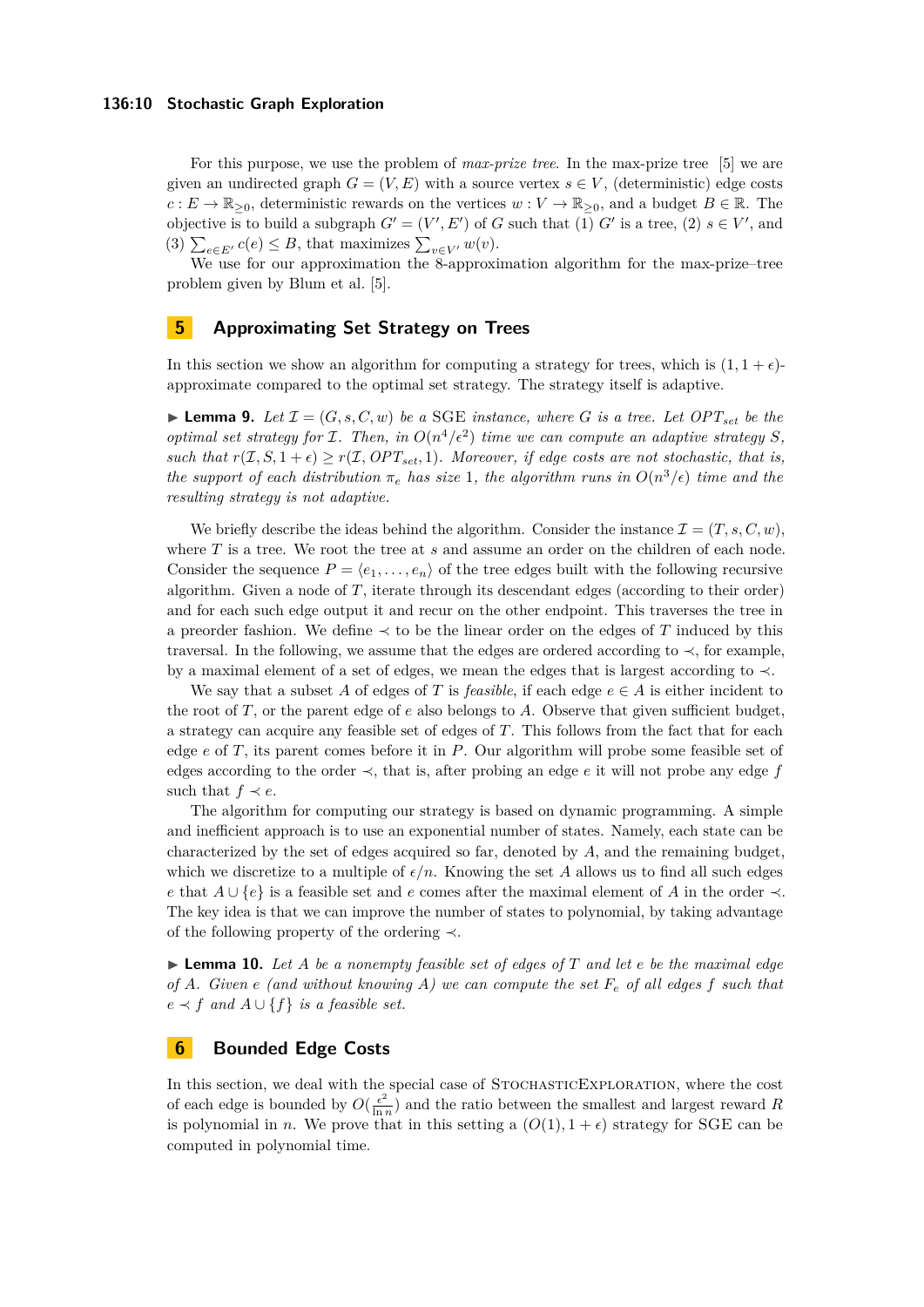For this purpose, we use the problem of *max-prize tree*. In the max-prize tree [5] we are given an undirected graph $G = (V, E)$ with a source vertex $s \in V$, (deterministic) edge costs $c : E \to \mathbb{R}_{\geq 0}$, deterministic rewards on the vertices $w : V \to \mathbb{R}_{\geq 0}$, and a budget $B \in \mathbb{R}$. The objective is to build a subgraph $G' = (V', E')$ of $G$ such that (1) $G'$ is a tree, (2) $s \in V'$, and (3) $\sum_{e \in E'} c(e) \leq B$, that maximizes $\sum_{v \in V'} w(v)$.

We use for our approximation the 8-approximation algorithm for the max-prize–tree problem given by Blum et al. [5].

## 5 Approximating Set Strategy on Trees

In this section we show an algorithm for computing a strategy for trees, which is $(1, 1+\epsilon)$-approximate compared to the optimal set strategy. The strategy itself is adaptive.

▶ **Lemma 9.** *Let $\mathcal{I} = (G, s, C, w)$ be a* SGE *instance, where $G$ is a tree. Let $OPT_{set}$ be the optimal set strategy for $\mathcal{I}$. Then, in $O(n^4/\epsilon^2)$ time we can compute an adaptive strategy $S$, such that $r(\mathcal{I}, S, 1+\epsilon) \geq r(\mathcal{I}, OPT_{set}, 1)$. Moreover, if edge costs are not stochastic, that is, the support of each distribution $\pi_e$ has size 1, the algorithm runs in $O(n^3/\epsilon)$ time and the resulting strategy is not adaptive.*

We briefly describe the ideas behind the algorithm. Consider the instance $\mathcal{I} = (T, s, C, w)$, where $T$ is a tree. We root the tree at $s$ and assume an order on the children of each node. Consider the sequence $P = \langle e_1, \ldots, e_n \rangle$ of the tree edges built with the following recursive algorithm. Given a node of $T$, iterate through its descendant edges (according to their order) and for each such edge output it and recur on the other endpoint. This traverses the tree in a preorder fashion. We define $\prec$ to be the linear order on the edges of $T$ induced by this traversal. In the following, we assume that the edges are ordered according to $\prec$, for example, by a maximal element of a set of edges, we mean the edges that is largest according to $\prec$.

We say that a subset $A$ of edges of $T$ is *feasible*, if each edge $e \in A$ is either incident to the root of $T$, or the parent edge of $e$ also belongs to $A$. Observe that given sufficient budget, a strategy can acquire any feasible set of edges of $T$. This follows from the fact that for each edge $e$ of $T$, its parent comes before it in $P$. Our algorithm will probe some feasible set of edges according to the order $\prec$, that is, after probing an edge $e$ it will not probe any edge $f$ such that $f \prec e$.

The algorithm for computing our strategy is based on dynamic programming. A simple and inefficient approach is to use an exponential number of states. Namely, each state can be characterized by the set of edges acquired so far, denoted by $A$, and the remaining budget, which we discretize to a multiple of $\epsilon/n$. Knowing the set $A$ allows us to find all such edges $e$ that $A \cup \{e\}$ is a feasible set and $e$ comes after the maximal element of $A$ in the order $\prec$. The key idea is that we can improve the number of states to polynomial, by taking advantage of the following property of the ordering $\prec$.

▶ **Lemma 10.** *Let $A$ be a nonempty feasible set of edges of $T$ and let $e$ be the maximal edge of $A$. Given $e$ (and without knowing $A$) we can compute the set $F_e$ of all edges $f$ such that $e \prec f$ and $A \cup \{f\}$ is a feasible set.*

## 6 Bounded Edge Costs

In this section, we deal with the special case of StochasticExploration, where the cost of each edge is bounded by $O(\frac{\epsilon^2}{\ln n})$ and the ratio between the smallest and largest reward $R$ is polynomial in $n$. We prove that in this setting a $(O(1), 1+\epsilon)$ strategy for SGE can be computed in polynomial time.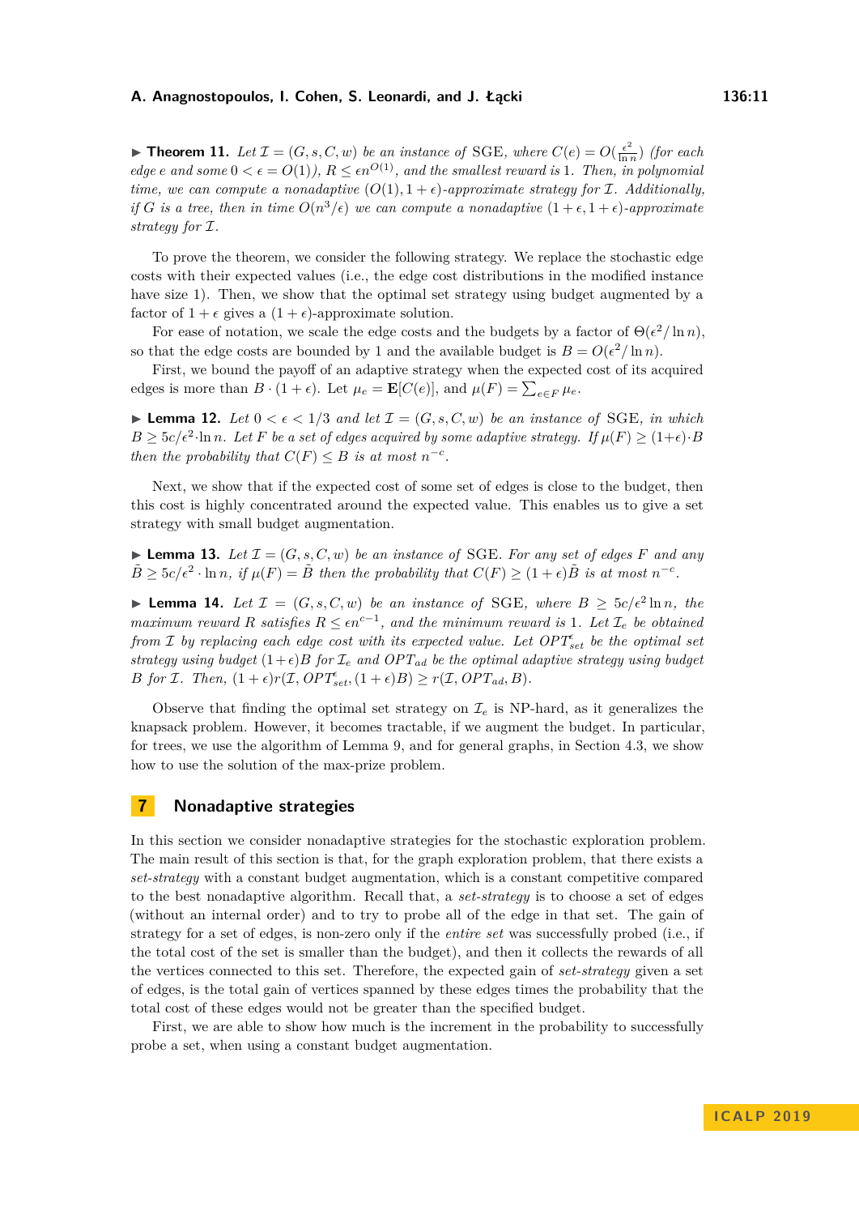▶ **Theorem 11.** *Let $\mathcal{I} = (G, s, C, w)$ be an instance of* SGE*, where $C(e) = O(\frac{\epsilon^2}{\ln n})$ (for each edge $e$ and some $0 < \epsilon = O(1)$), $R \leq \epsilon n^{O(1)}$, and the smallest reward is 1. Then, in polynomial time, we can compute a nonadaptive $(O(1), 1+\epsilon)$-approximate strategy for $\mathcal{I}$. Additionally, if $G$ is a tree, then in time $O(n^3/\epsilon)$ we can compute a nonadaptive $(1+\epsilon, 1+\epsilon)$-approximate strategy for $\mathcal{I}$.*

To prove the theorem, we consider the following strategy. We replace the stochastic edge costs with their expected values (i.e., the edge cost distributions in the modified instance have size 1). Then, we show that the optimal set strategy using budget augmented by a factor of $1+\epsilon$ gives a $(1+\epsilon)$-approximate solution.

For ease of notation, we scale the edge costs and the budgets by a factor of $\Theta(\epsilon^2/\ln n)$, so that the edge costs are bounded by 1 and the available budget is $B = O(\epsilon^2/\ln n)$.

First, we bound the payoff of an adaptive strategy when the expected cost of its acquired edges is more than $B \cdot (1+\epsilon)$. Let $\mu_e = \mathbf{E}[C(e)]$, and $\mu(F) = \sum_{e \in F} \mu_e$.

▶ **Lemma 12.** *Let $0 < \epsilon < 1/3$ and let $\mathcal{I} = (G, s, C, w)$ be an instance of* SGE*, in which $B \geq 5c/\epsilon^2 \cdot \ln n$. Let $F$ be a set of edges acquired by some adaptive strategy. If $\mu(F) \geq (1+\epsilon) \cdot B$ then the probability that $C(F) \leq B$ is at most $n^{-c}$.*

Next, we show that if the expected cost of some set of edges is close to the budget, then this cost is highly concentrated around the expected value. This enables us to give a set strategy with small budget augmentation.

▶ **Lemma 13.** *Let $\mathcal{I} = (G, s, C, w)$ be an instance of* SGE*. For any set of edges $F$ and any $\tilde{B} \geq 5c/\epsilon^2 \cdot \ln n$, if $\mu(F) = \tilde{B}$ then the probability that $C(F) \geq (1+\epsilon)\tilde{B}$ is at most $n^{-c}$.*

▶ **Lemma 14.** *Let $\mathcal{I} = (G, s, C, w)$ be an instance of* SGE*, where $B \geq 5c/\epsilon^2 \ln n$, the maximum reward $R$ satisfies $R \leq \epsilon n^{c-1}$, and the minimum reward is 1. Let $\mathcal{I}_e$ be obtained from $\mathcal{I}$ by replacing each edge cost with its expected value. Let $OPT^{\epsilon}_{set}$ be the optimal set strategy using budget $(1+\epsilon)B$ for $\mathcal{I}_e$ and $OPT_{ad}$ be the optimal adaptive strategy using budget $B$ for $\mathcal{I}$. Then, $(1+\epsilon)r(\mathcal{I}, OPT^{\epsilon}_{set}, (1+\epsilon)B) \geq r(\mathcal{I}, OPT_{ad}, B)$.*

Observe that finding the optimal set strategy on $\mathcal{I}_e$ is NP-hard, as it generalizes the knapsack problem. However, it becomes tractable, if we augment the budget. In particular, for trees, we use the algorithm of Lemma 9, and for general graphs, in Section 4.3, we show how to use the solution of the max-prize problem.

## 7 Nonadaptive strategies

In this section we consider nonadaptive strategies for the stochastic exploration problem. The main result of this section is that, for the graph exploration problem, that there exists a *set-strategy* with a constant budget augmentation, which is a constant competitive compared to the best nonadaptive algorithm. Recall that, a *set-strategy* is to choose a set of edges (without an internal order) and to try to probe all of the edge in that set. The gain of strategy for a set of edges, is non-zero only if the *entire set* was successfully probed (i.e., if the total cost of the set is smaller than the budget), and then it collects the rewards of all the vertices connected to this set. Therefore, the expected gain of *set-strategy* given a set of edges, is the total gain of vertices spanned by these edges times the probability that the total cost of these edges would not be greater than the specified budget.

First, we are able to show how much is the increment in the probability to successfully probe a set, when using a constant budget augmentation.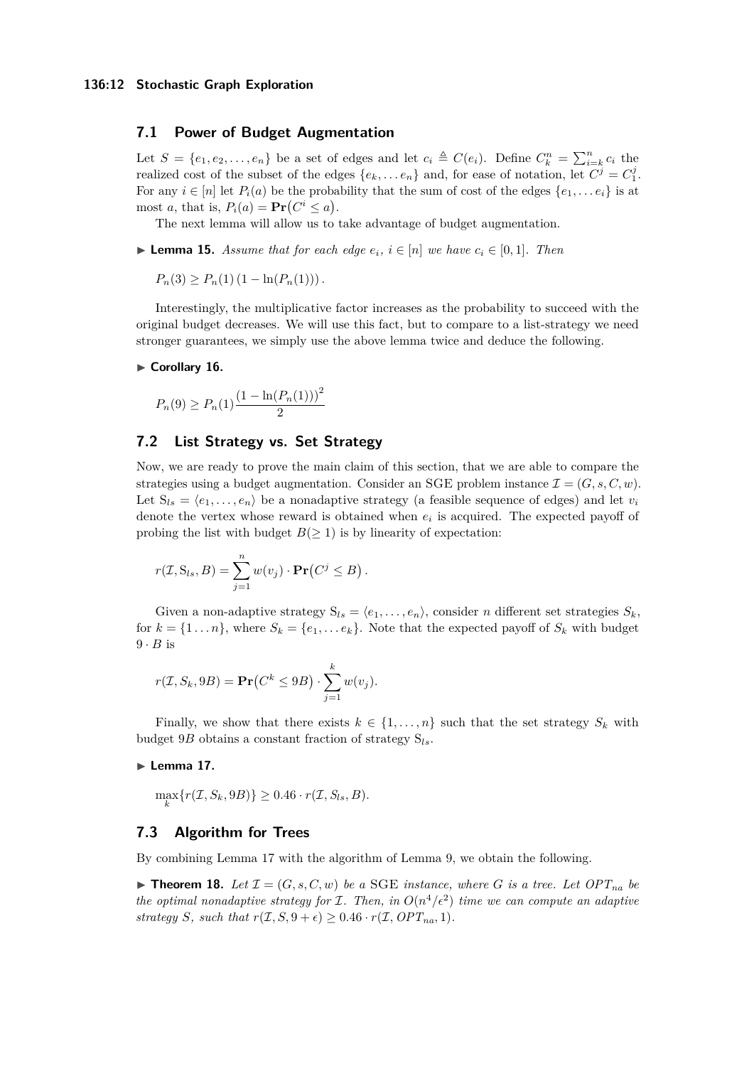## 7.1 Power of Budget Augmentation

Let $S = \{e_1, e_2, \ldots, e_n\}$ be a set of edges and let $c_i \triangleq C(e_i)$. Define $C_k^n = \sum_{i=k}^{n} c_i$ the realized cost of the subset of the edges $\{e_k, \ldots e_n\}$ and, for ease of notation, let $C^j = C_1^j$. For any $i \in [n]$ let $P_i(a)$ be the probability that the sum of cost of the edges $\{e_1, \ldots e_i\}$ is at most $a$, that is, $P_i(a) = \mathbf{Pr}\big(C^i \leq a\big)$.

The next lemma will allow us to take advantage of budget augmentation.

▶ **Lemma 15.** *Assume that for each edge $e_i$, $i \in [n]$ we have $c_i \in [0, 1]$. Then*

$$P_n(3) \geq P_n(1)\,(1 - \ln(P_n(1)))\,.$$

Interestingly, the multiplicative factor increases as the probability to succeed with the original budget decreases. We will use this fact, but to compare to a list-strategy we need stronger guarantees, we simply use the above lemma twice and deduce the following.

▶ **Corollary 16.**

$$P_n(9) \geq P_n(1)\frac{(1 - \ln(P_n(1)))^2}{2}$$

## 7.2 List Strategy vs. Set Strategy

Now, we are ready to prove the main claim of this section, that we are able to compare the strategies using a budget augmentation. Consider an SGE problem instance $\mathcal{I} = (G, s, C, w)$. Let $\mathrm{S}_{ls} = \langle e_1, \ldots, e_n \rangle$ be a nonadaptive strategy (a feasible sequence of edges) and let $v_i$ denote the vertex whose reward is obtained when $e_i$ is acquired. The expected payoff of probing the list with budget $B(\geq 1)$ is by linearity of expectation:

$$r(\mathcal{I}, \mathrm{S}_{ls}, B) = \sum_{j=1}^{n} w(v_j) \cdot \mathbf{Pr}\big(C^j \leq B\big)\,.$$

Given a non-adaptive strategy $\mathrm{S}_{ls} = \langle e_1, \ldots, e_n \rangle$, consider $n$ different set strategies $S_k$, for $k = \{1 \ldots n\}$, where $S_k = \{e_1, \ldots e_k\}$. Note that the expected payoff of $S_k$ with budget $9 \cdot B$ is

$$r(\mathcal{I}, S_k, 9B) = \mathbf{Pr}\big(C^k \leq 9B\big) \cdot \sum_{j=1}^{k} w(v_j).$$

Finally, we show that there exists $k \in \{1, \ldots, n\}$ such that the set strategy $S_k$ with budget $9B$ obtains a constant fraction of strategy $\mathrm{S}_{ls}$.

▶ **Lemma 17.**

$$\max_k\{r(\mathcal{I}, S_k, 9B)\} \geq 0.46 \cdot r(\mathcal{I}, S_{ls}, B).$$

## 7.3 Algorithm for Trees

By combining Lemma 17 with the algorithm of Lemma 9, we obtain the following.

▶ **Theorem 18.** *Let $\mathcal{I} = (G, s, C, w)$ be a* SGE *instance, where $G$ is a tree. Let $OPT_{na}$ be the optimal nonadaptive strategy for $\mathcal{I}$. Then, in $O(n^4/\epsilon^2)$ time we can compute an adaptive strategy $S$, such that $r(\mathcal{I}, S, 9 + \epsilon) \geq 0.46 \cdot r(\mathcal{I}, OPT_{na}, 1)$.*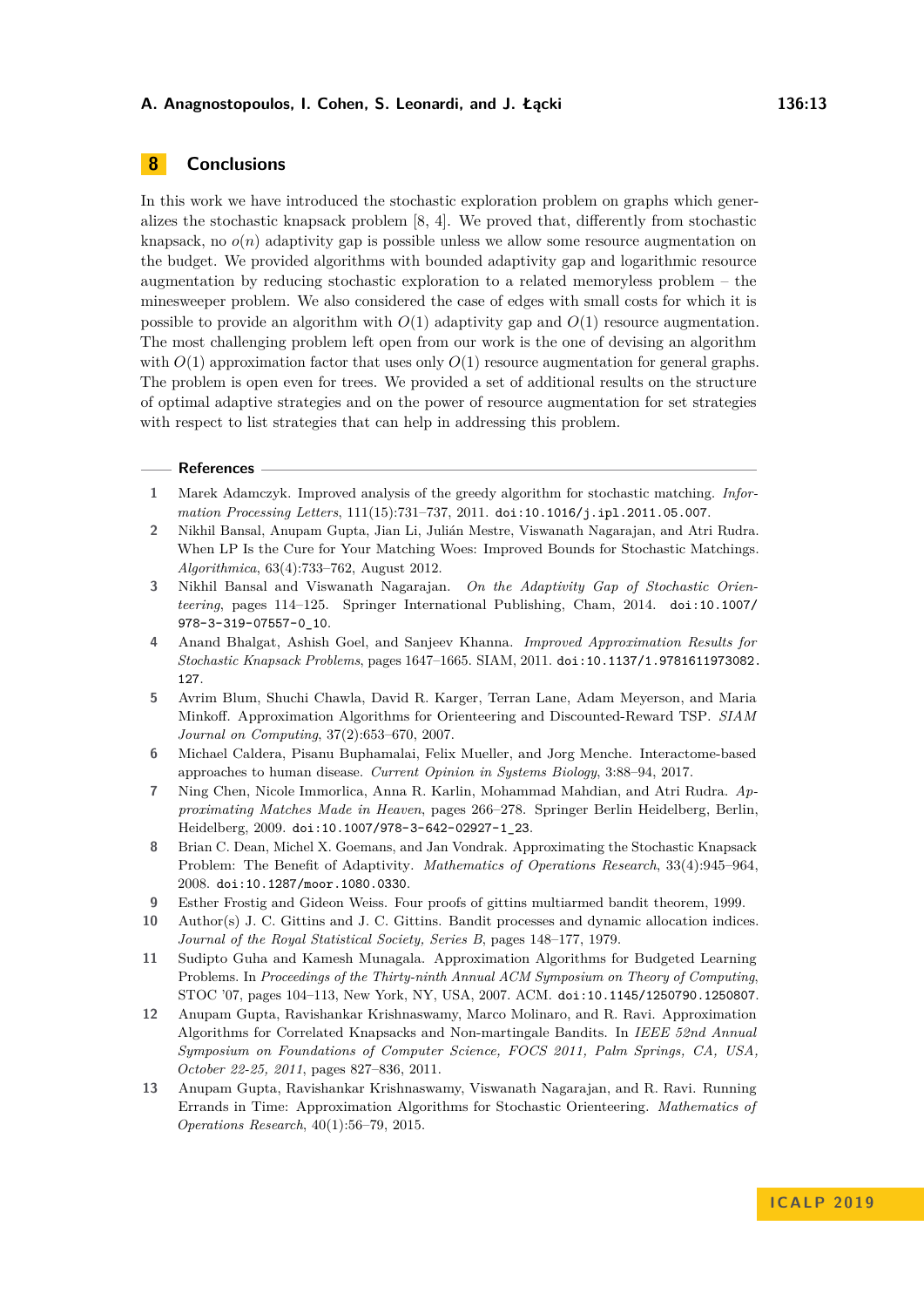## 8 Conclusions

In this work we have introduced the stochastic exploration problem on graphs which generalizes the stochastic knapsack problem [8, 4]. We proved that, differently from stochastic knapsack, no $o(n)$ adaptivity gap is possible unless we allow some resource augmentation on the budget. We provided algorithms with bounded adaptivity gap and logarithmic resource augmentation by reducing stochastic exploration to a related memoryless problem – the minesweeper problem. We also considered the case of edges with small costs for which it is possible to provide an algorithm with $O(1)$ adaptivity gap and $O(1)$ resource augmentation. The most challenging problem left open from our work is the one of devising an algorithm with $O(1)$ approximation factor that uses only $O(1)$ resource augmentation for general graphs. The problem is open even for trees. We provided a set of additional results on the structure of optimal adaptive strategies and on the power of resource augmentation for set strategies with respect to list strategies that can help in addressing this problem.

### References

1. Marek Adamczyk. Improved analysis of the greedy algorithm for stochastic matching. *Information Processing Letters*, 111(15):731–737, 2011. doi:10.1016/j.ipl.2011.05.007.
2. Nikhil Bansal, Anupam Gupta, Jian Li, Julián Mestre, Viswanath Nagarajan, and Atri Rudra. When LP Is the Cure for Your Matching Woes: Improved Bounds for Stochastic Matchings. *Algorithmica*, 63(4):733–762, August 2012.
3. Nikhil Bansal and Viswanath Nagarajan. *On the Adaptivity Gap of Stochastic Orienteering*, pages 114–125. Springer International Publishing, Cham, 2014. doi:10.1007/978-3-319-07557-0_10.
4. Anand Bhalgat, Ashish Goel, and Sanjeev Khanna. *Improved Approximation Results for Stochastic Knapsack Problems*, pages 1647–1665. SIAM, 2011. doi:10.1137/1.9781611973082.127.
5. Avrim Blum, Shuchi Chawla, David R. Karger, Terran Lane, Adam Meyerson, and Maria Minkoff. Approximation Algorithms for Orienteering and Discounted-Reward TSP. *SIAM Journal on Computing*, 37(2):653–670, 2007.
6. Michael Caldera, Pisanu Buphamalai, Felix Mueller, and Jorg Menche. Interactome-based approaches to human disease. *Current Opinion in Systems Biology*, 3:88–94, 2017.
7. Ning Chen, Nicole Immorlica, Anna R. Karlin, Mohammad Mahdian, and Atri Rudra. *Approximating Matches Made in Heaven*, pages 266–278. Springer Berlin Heidelberg, Berlin, Heidelberg, 2009. doi:10.1007/978-3-642-02927-1_23.
8. Brian C. Dean, Michel X. Goemans, and Jan Vondrak. Approximating the Stochastic Knapsack Problem: The Benefit of Adaptivity. *Mathematics of Operations Research*, 33(4):945–964, 2008. doi:10.1287/moor.1080.0330.
9. Esther Frostig and Gideon Weiss. Four proofs of gittins multiarmed bandit theorem, 1999.
10. Author(s) J. C. Gittins and J. C. Gittins. Bandit processes and dynamic allocation indices. *Journal of the Royal Statistical Society, Series B*, pages 148–177, 1979.
11. Sudipto Guha and Kamesh Munagala. Approximation Algorithms for Budgeted Learning Problems. In *Proceedings of the Thirty-ninth Annual ACM Symposium on Theory of Computing*, STOC '07, pages 104–113, New York, NY, USA, 2007. ACM. doi:10.1145/1250790.1250807.
12. Anupam Gupta, Ravishankar Krishnaswamy, Marco Molinaro, and R. Ravi. Approximation Algorithms for Correlated Knapsacks and Non-martingale Bandits. In *IEEE 52nd Annual Symposium on Foundations of Computer Science, FOCS 2011, Palm Springs, CA, USA, October 22-25, 2011*, pages 827–836, 2011.
13. Anupam Gupta, Ravishankar Krishnaswamy, Viswanath Nagarajan, and R. Ravi. Running Errands in Time: Approximation Algorithms for Stochastic Orienteering. *Mathematics of Operations Research*, 40(1):56–79, 2015.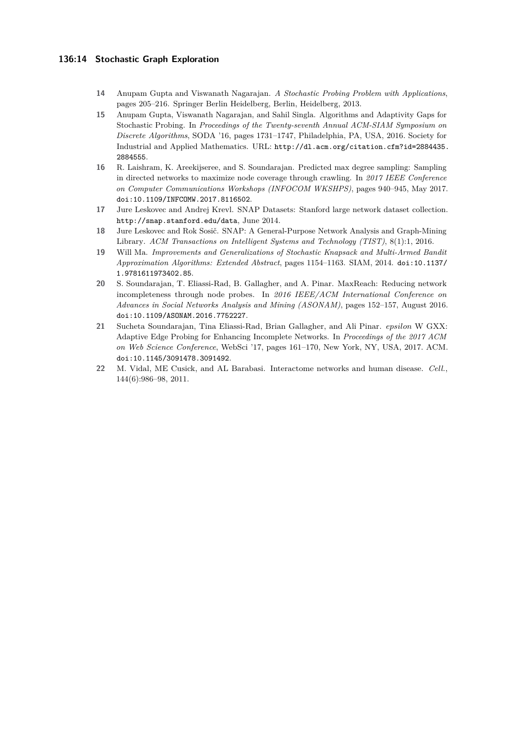14 Anupam Gupta and Viswanath Nagarajan. *A Stochastic Probing Problem with Applications*, pages 205–216. Springer Berlin Heidelberg, Berlin, Heidelberg, 2013.

15 Anupam Gupta, Viswanath Nagarajan, and Sahil Singla. Algorithms and Adaptivity Gaps for Stochastic Probing. In *Proceedings of the Twenty-seventh Annual ACM-SIAM Symposium on Discrete Algorithms*, SODA '16, pages 1731–1747, Philadelphia, PA, USA, 2016. Society for Industrial and Applied Mathematics. URL: http://dl.acm.org/citation.cfm?id=2884435.2884555.

16 R. Laishram, K. Areekijseree, and S. Soundarajan. Predicted max degree sampling: Sampling in directed networks to maximize node coverage through crawling. In *2017 IEEE Conference on Computer Communications Workshops (INFOCOM WKSHPS)*, pages 940–945, May 2017. doi:10.1109/INFCOMW.2017.8116502.

17 Jure Leskovec and Andrej Krevl. SNAP Datasets: Stanford large network dataset collection. http://snap.stanford.edu/data, June 2014.

18 Jure Leskovec and Rok Sosič. SNAP: A General-Purpose Network Analysis and Graph-Mining Library. *ACM Transactions on Intelligent Systems and Technology (TIST)*, 8(1):1, 2016.

19 Will Ma. *Improvements and Generalizations of Stochastic Knapsack and Multi-Armed Bandit Approximation Algorithms: Extended Abstract*, pages 1154–1163. SIAM, 2014. doi:10.1137/1.9781611973402.85.

20 S. Soundarajan, T. Eliassi-Rad, B. Gallagher, and A. Pinar. MaxReach: Reducing network incompleteness through node probes. In *2016 IEEE/ACM International Conference on Advances in Social Networks Analysis and Mining (ASONAM)*, pages 152–157, August 2016. doi:10.1109/ASONAM.2016.7752227.

21 Sucheta Soundarajan, Tina Eliassi-Rad, Brian Gallagher, and Ali Pinar. *epsilon* W GXX: Adaptive Edge Probing for Enhancing Incomplete Networks. In *Proceedings of the 2017 ACM on Web Science Conference*, WebSci '17, pages 161–170, New York, NY, USA, 2017. ACM. doi:10.1145/3091478.3091492.

22 M. Vidal, ME Cusick, and AL Barabasi. Interactome networks and human disease. *Cell.*, 144(6):986–98, 2011.